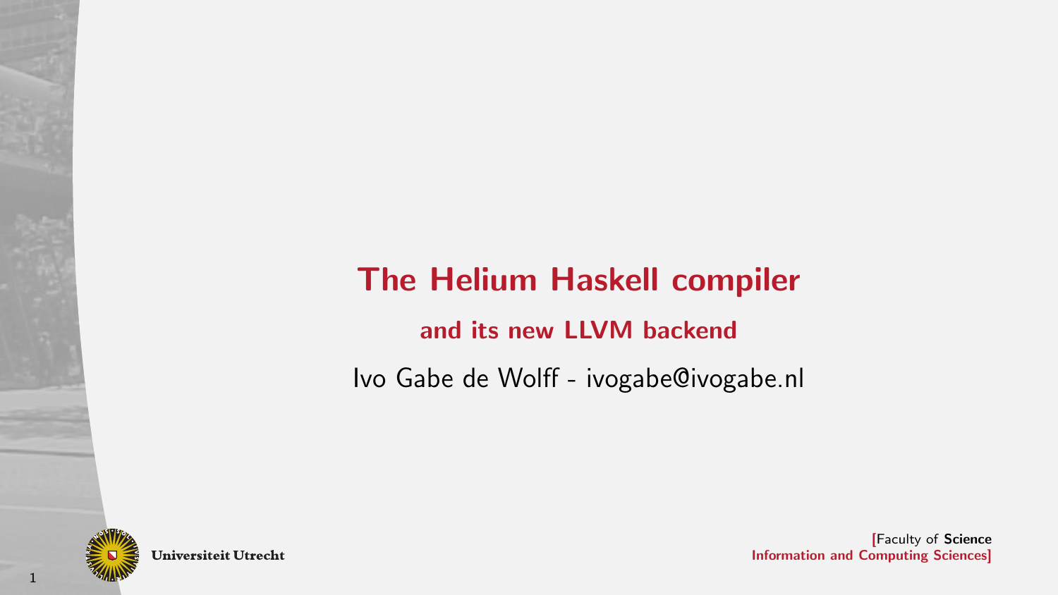# The Helium Haskell compiler

## and its new LLVM backend

Ivo Gabe de Wolff - ivogabe@ivogabe.nl

Universiteit Utrecht

[Faculty of **Science**
Information and Computing Sciences]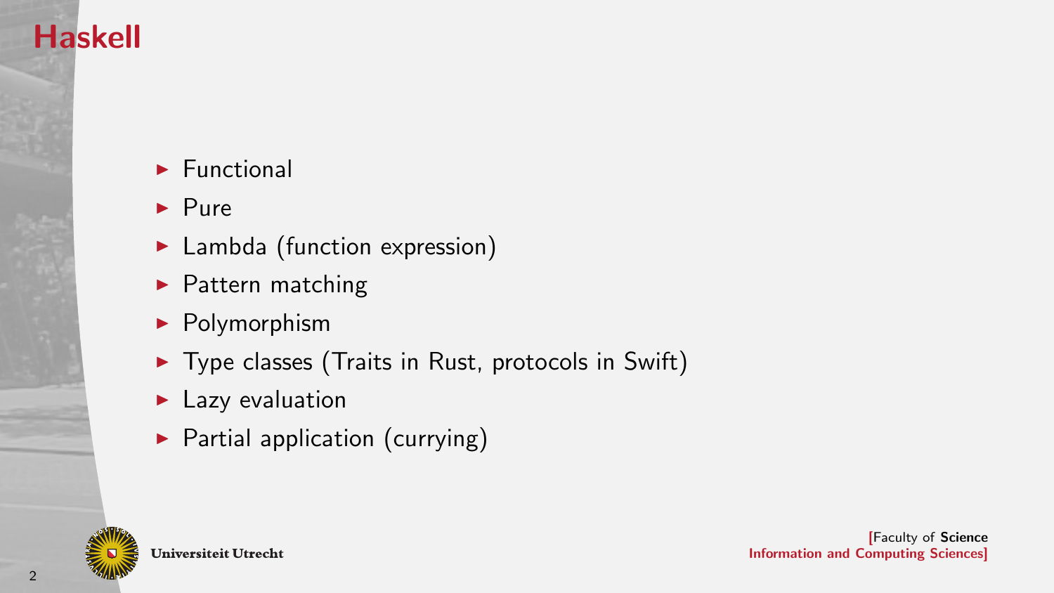# Haskell

- Functional
- Pure
- Lambda (function expression)
- Pattern matching
- Polymorphism
- Type classes (Traits in Rust, protocols in Swift)
- Lazy evaluation
- Partial application (currying)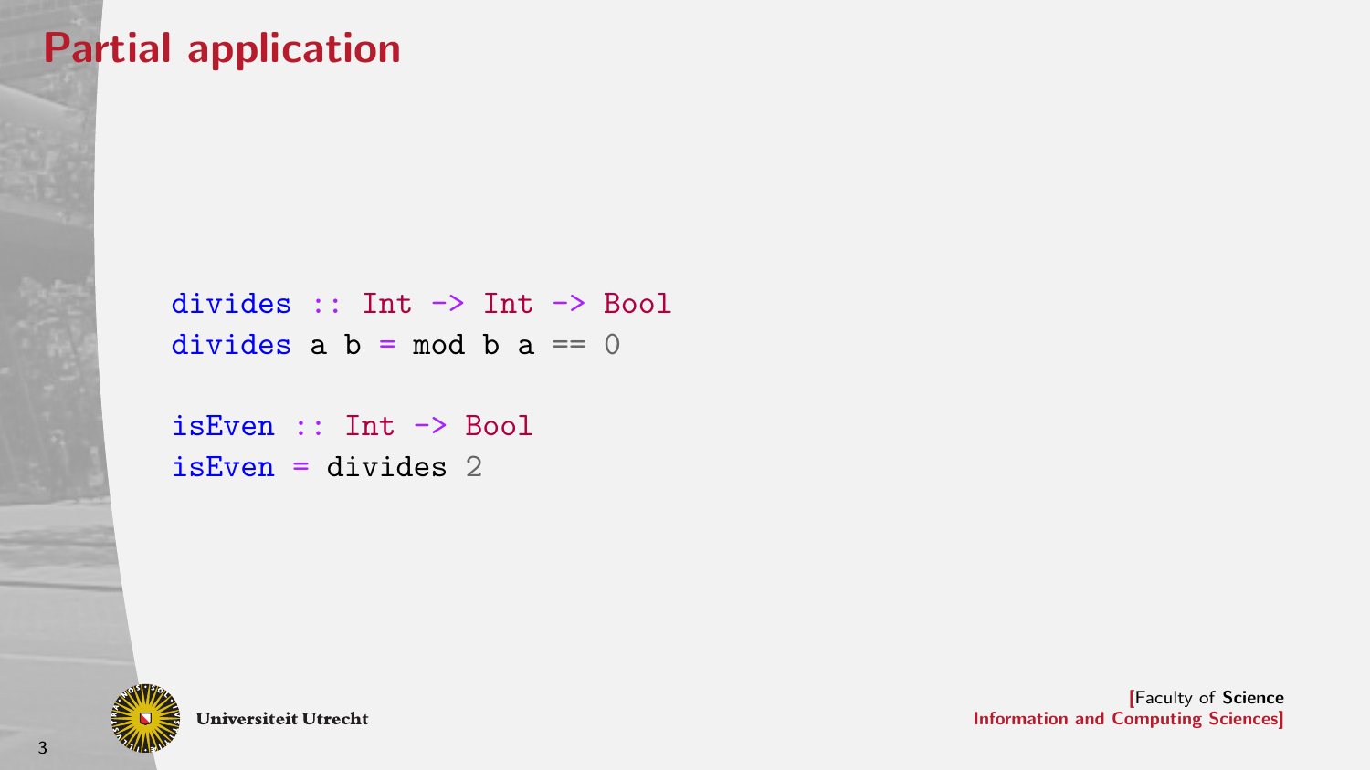# Partial application

```haskell
divides :: Int -> Int -> Bool
divides a b = mod b a == 0

isEven :: Int -> Bool
isEven = divides 2
```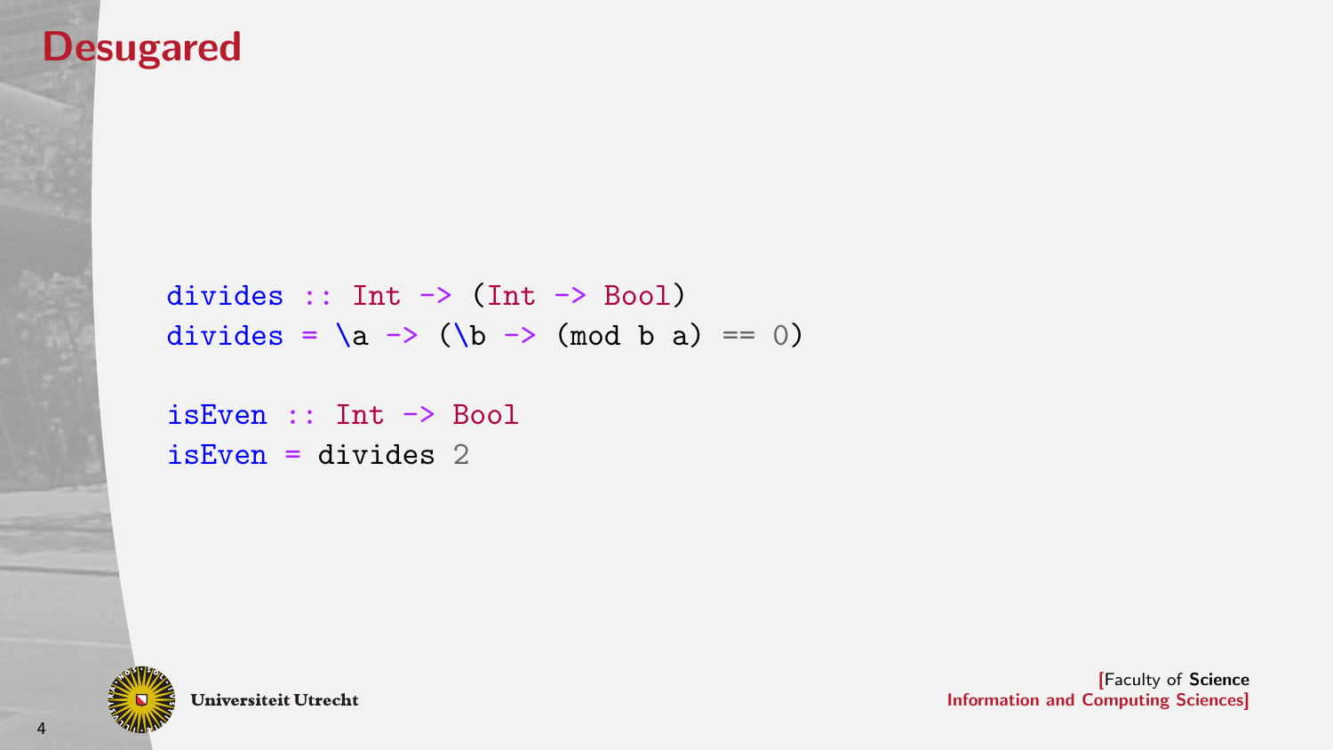# Desugared

```haskell
divides :: Int -> (Int -> Bool)
divides = \a -> (\b -> (mod b a) == 0)

isEven :: Int -> Bool
isEven = divides 2
```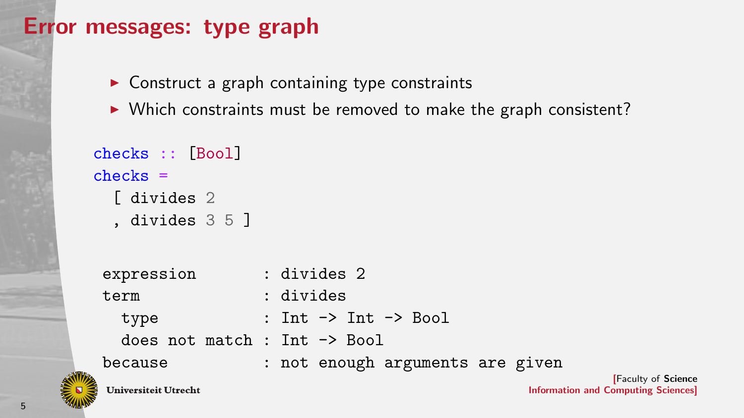# Error messages: type graph

- Construct a graph containing type constraints
- Which constraints must be removed to make the graph consistent?

```
checks :: [Bool]
checks =
  [ divides 2
  , divides 3 5 ]
```

```
expression       : divides 2
term             : divides
  type           : Int -> Int -> Bool
  does not match : Int -> Bool
because          : not enough arguments are given
```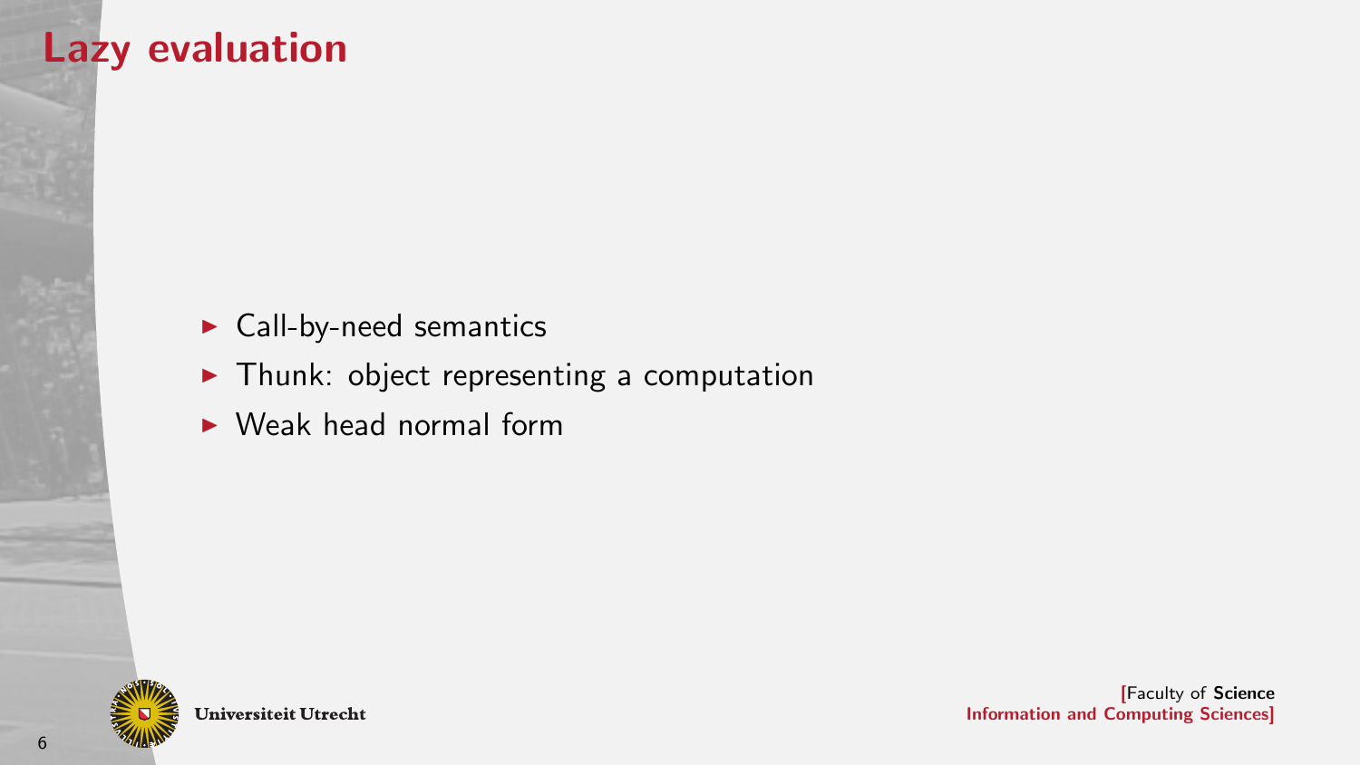# Lazy evaluation

- Call-by-need semantics
- Thunk: object representing a computation
- Weak head normal form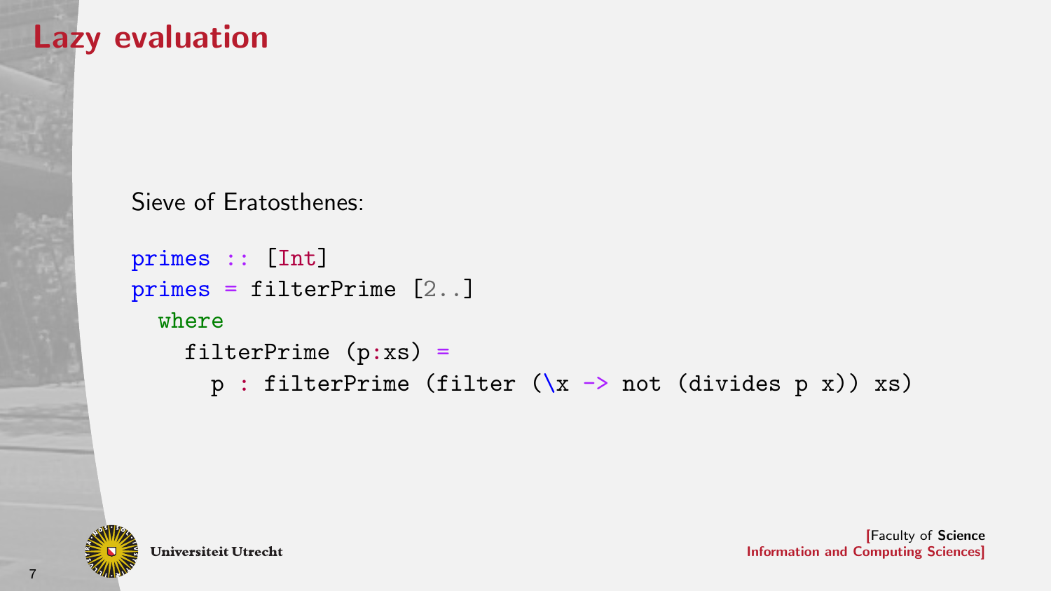# Lazy evaluation

Sieve of Eratosthenes:

```
primes :: [Int]
primes = filterPrime [2..]
  where
    filterPrime (p:xs) =
      p : filterPrime (filter (\x -> not (divides p x)) xs)
```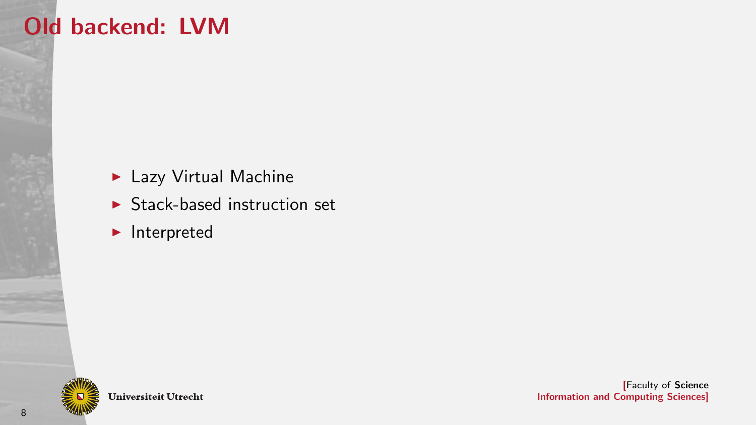# Old backend: LVM

- Lazy Virtual Machine
- Stack-based instruction set
- Interpreted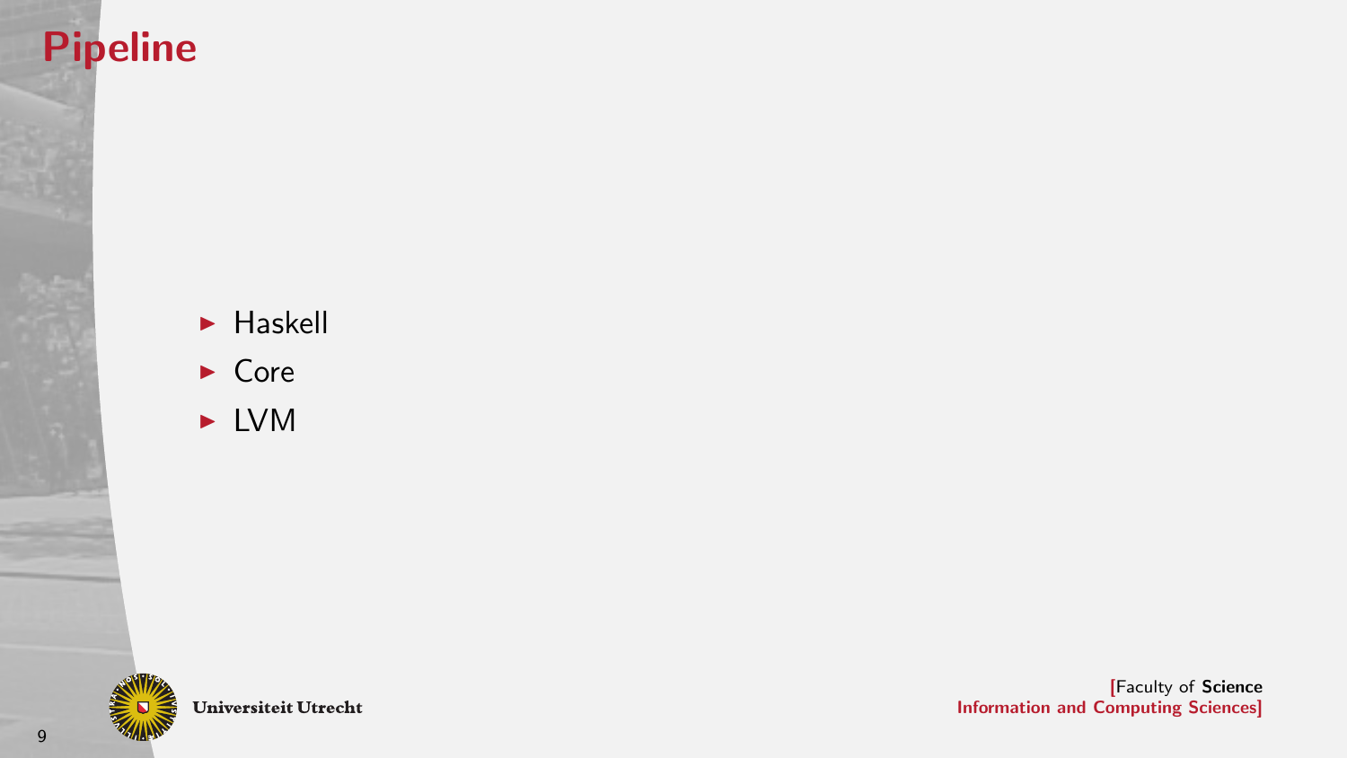# Pipeline

- Haskell
- Core
- LVM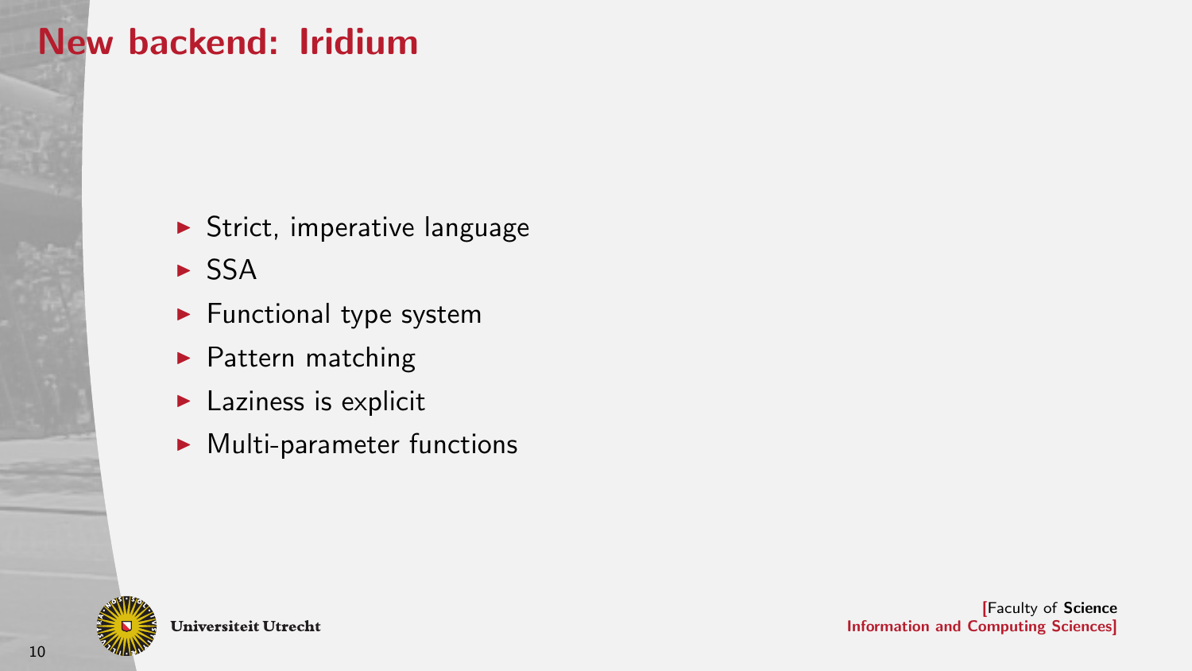# New backend: Iridium

- Strict, imperative language
- SSA
- Functional type system
- Pattern matching
- Laziness is explicit
- Multi-parameter functions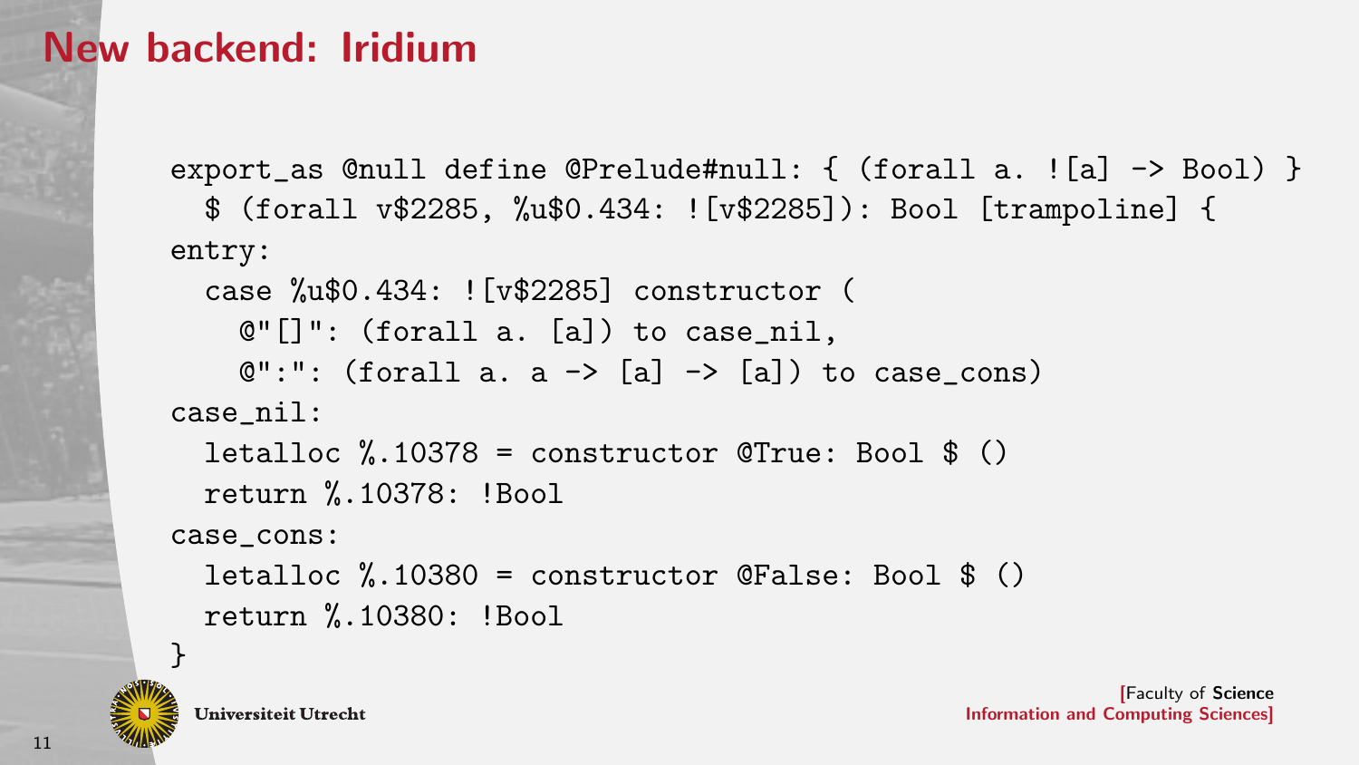# New backend: Iridium

```
export_as @null define @Prelude#null: { (forall a. ![a] -> Bool) }
  $ (forall v$2285, %u$0.434: ![v$2285]): Bool [trampoline] {
entry:
  case %u$0.434: ![v$2285] constructor (
    @"[]": (forall a. [a]) to case_nil,
    @":": (forall a. a -> [a] -> [a]) to case_cons)
case_nil:
  letalloc %.10378 = constructor @True: Bool $ ()
  return %.10378: !Bool
case_cons:
  letalloc %.10380 = constructor @False: Bool $ ()
  return %.10380: !Bool
}
```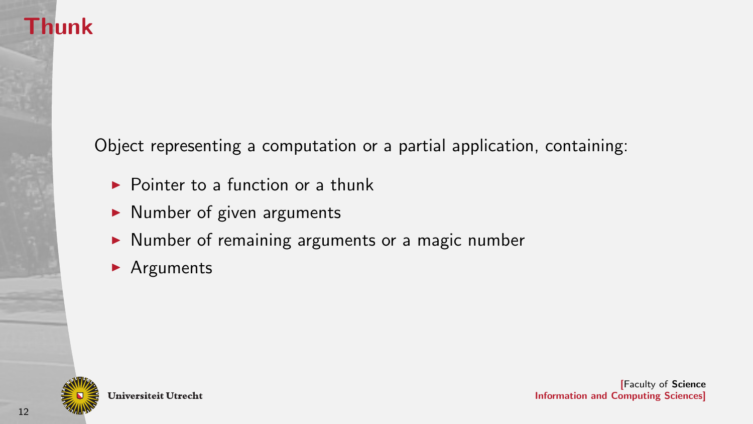# Thunk

Object representing a computation or a partial application, containing:

- Pointer to a function or a thunk
- Number of given arguments
- Number of remaining arguments or a magic number
- Arguments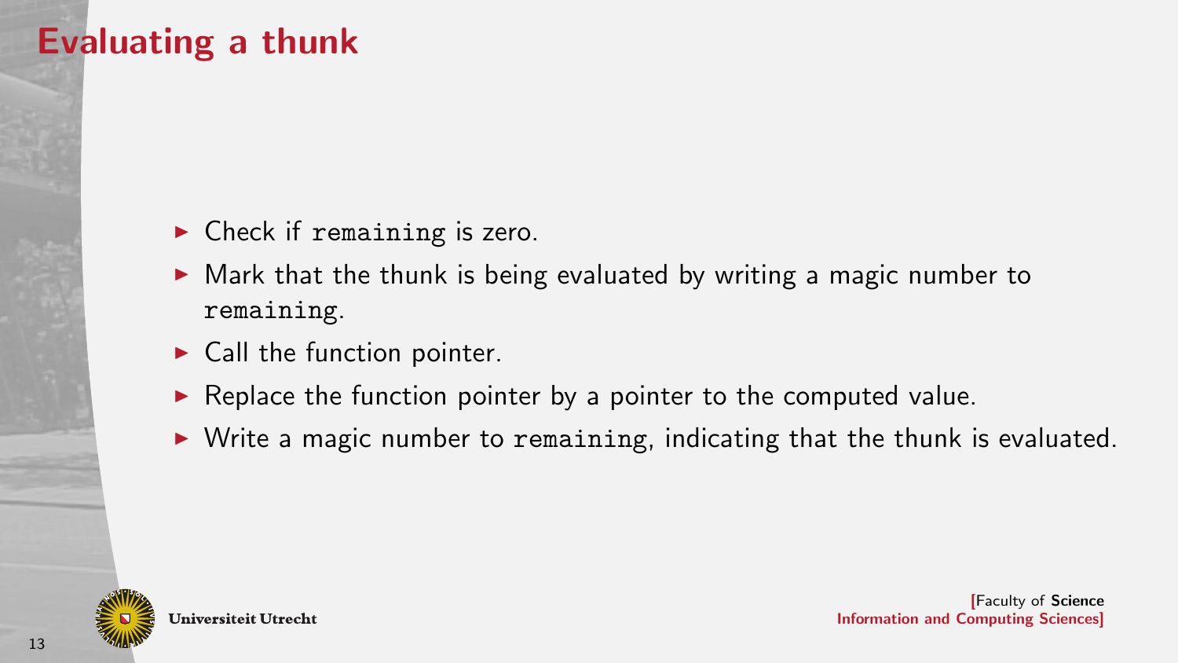# Evaluating a thunk

- Check if `remaining` is zero.
- Mark that the thunk is being evaluated by writing a magic number to `remaining`.
- Call the function pointer.
- Replace the function pointer by a pointer to the computed value.
- Write a magic number to `remaining`, indicating that the thunk is evaluated.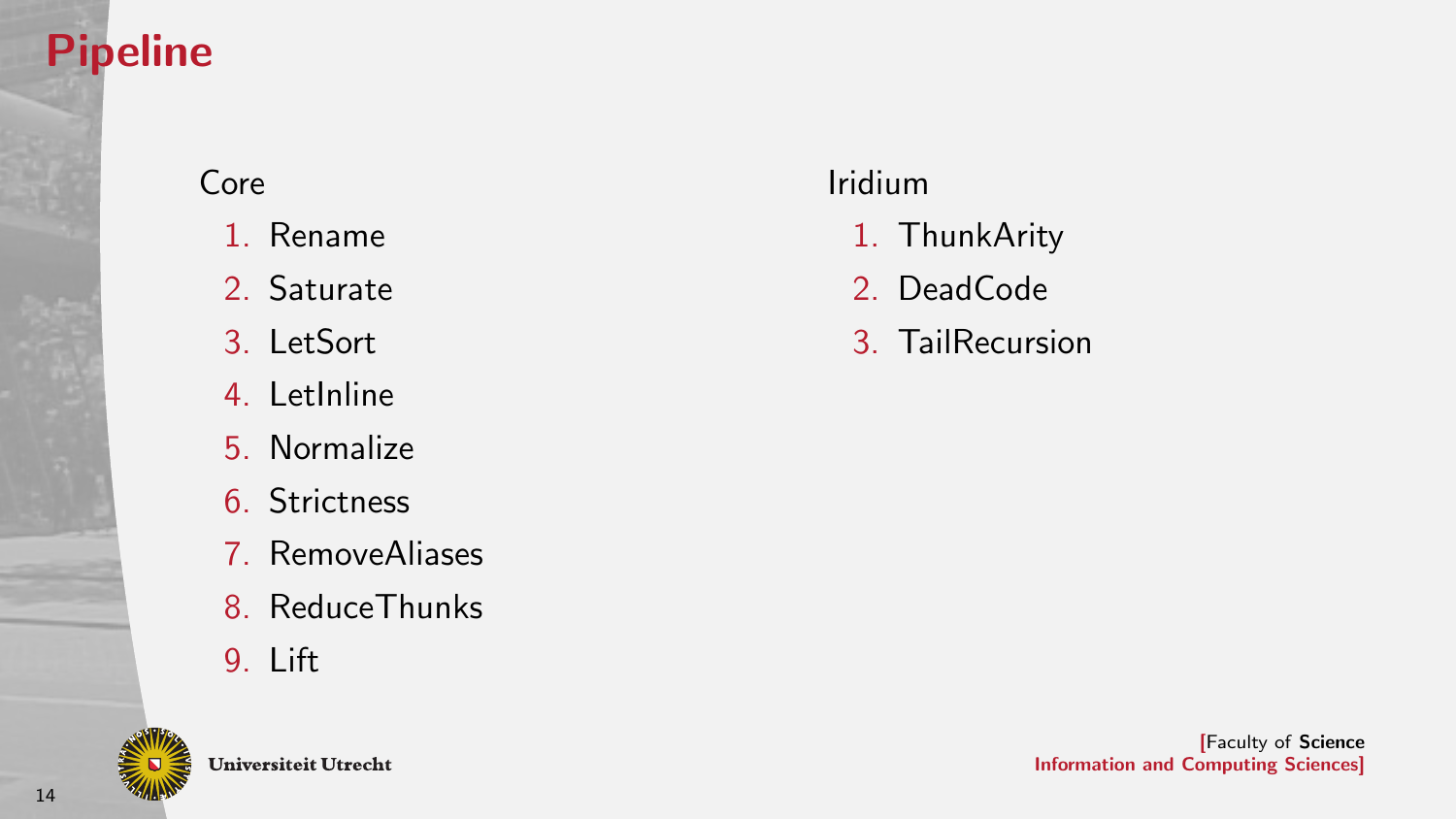# Pipeline

Core

1. Rename
2. Saturate
3. LetSort
4. LetInline
5. Normalize
6. Strictness
7. RemoveAliases
8. ReduceThunks
9. Lift

Iridium

1. ThunkArity
2. DeadCode
3. TailRecursion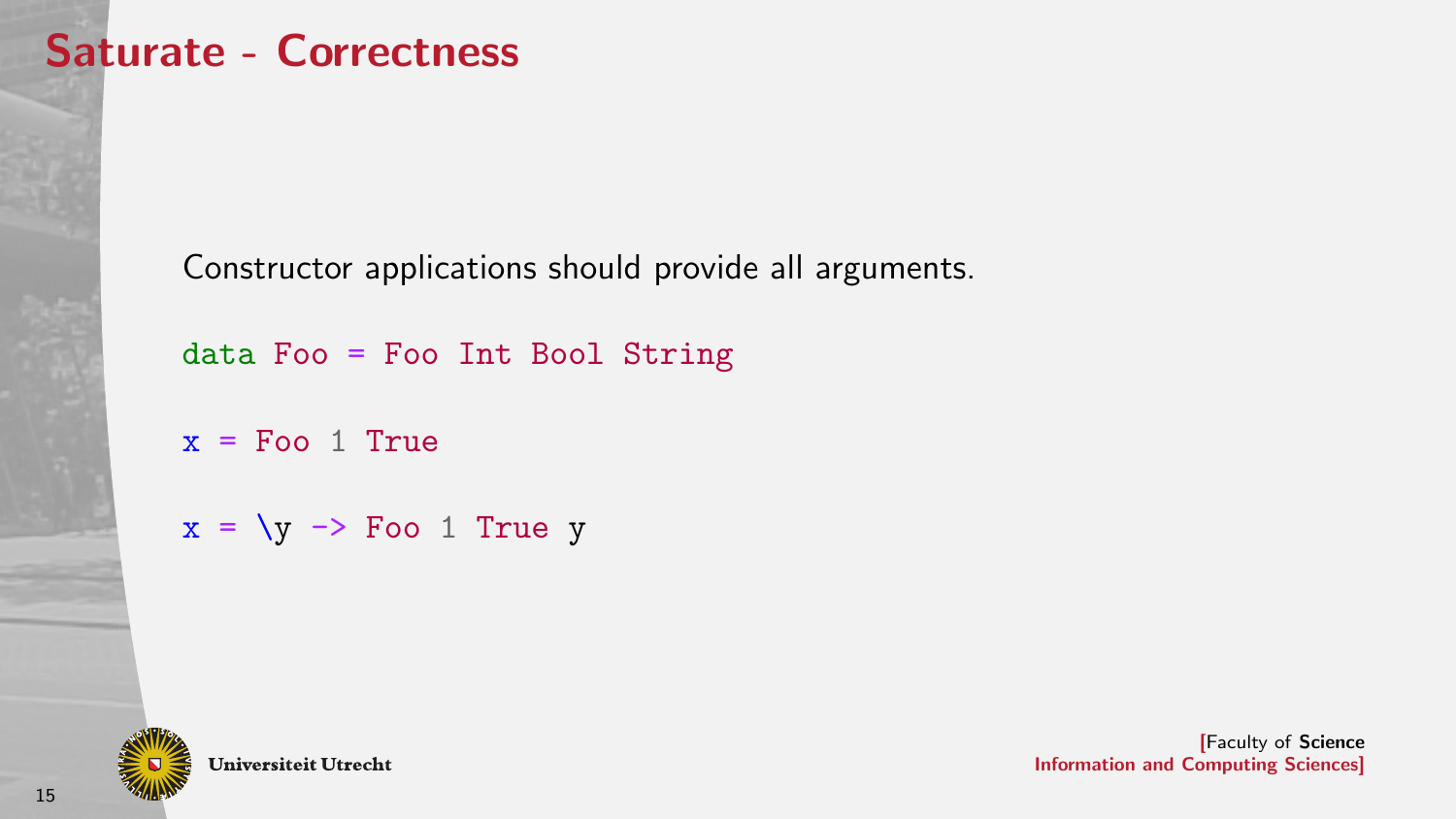# Saturate - Correctness

Constructor applications should provide all arguments.

```
data Foo = Foo Int Bool String

x = Foo 1 True

x = \y -> Foo 1 True y
```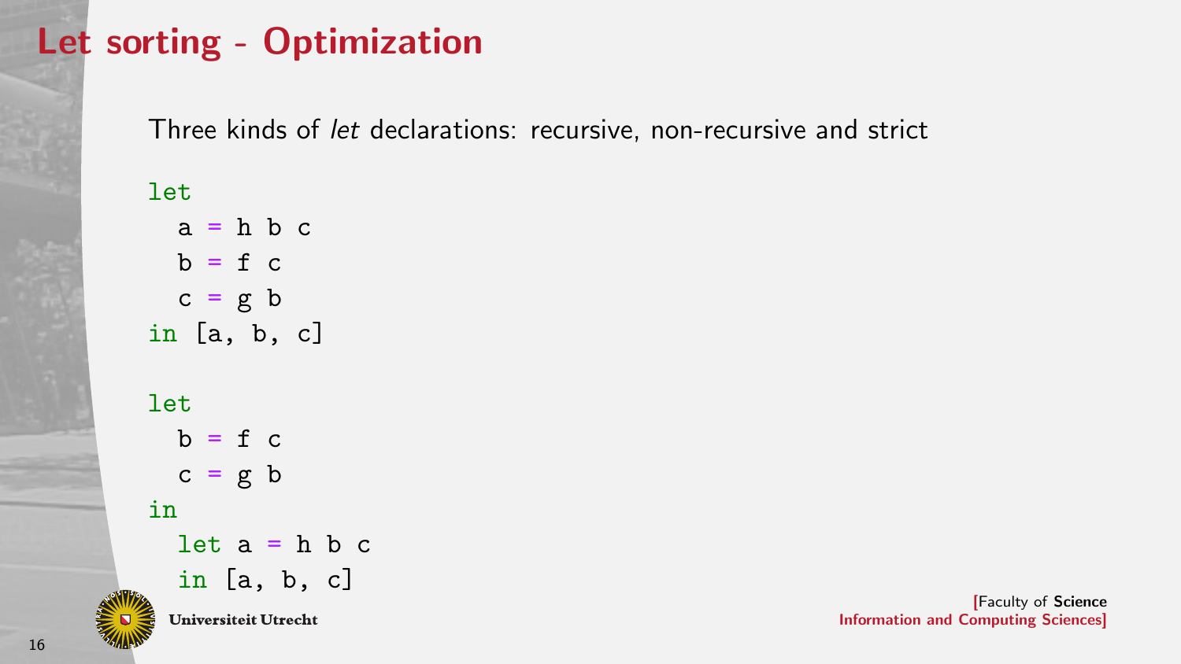# Let sorting - Optimization

Three kinds of *let* declarations: recursive, non-recursive and strict

```
let
  a = h b c
  b = f c
  c = g b
in [a, b, c]
```

```
let
  b = f c
  c = g b
in
  let a = h b c
  in [a, b, c]
```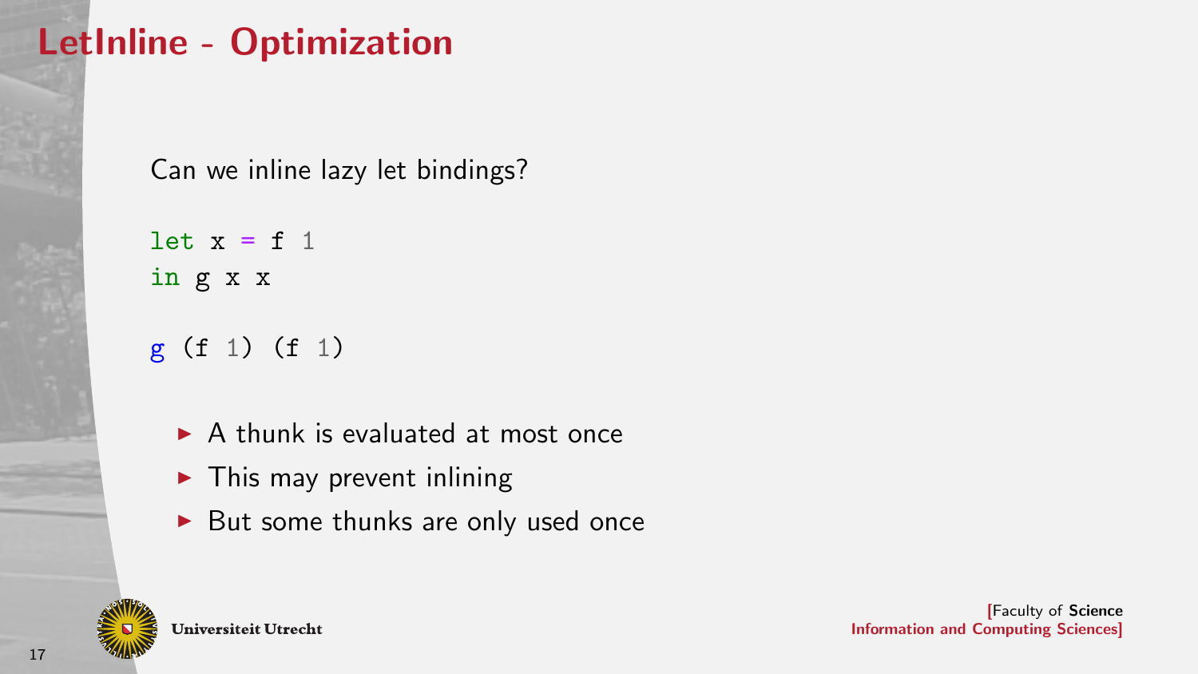# LetInline - Optimization

Can we inline lazy let bindings?

```
let x = f 1
in g x x
```

```
g (f 1) (f 1)
```

- A thunk is evaluated at most once
- This may prevent inlining
- But some thunks are only used once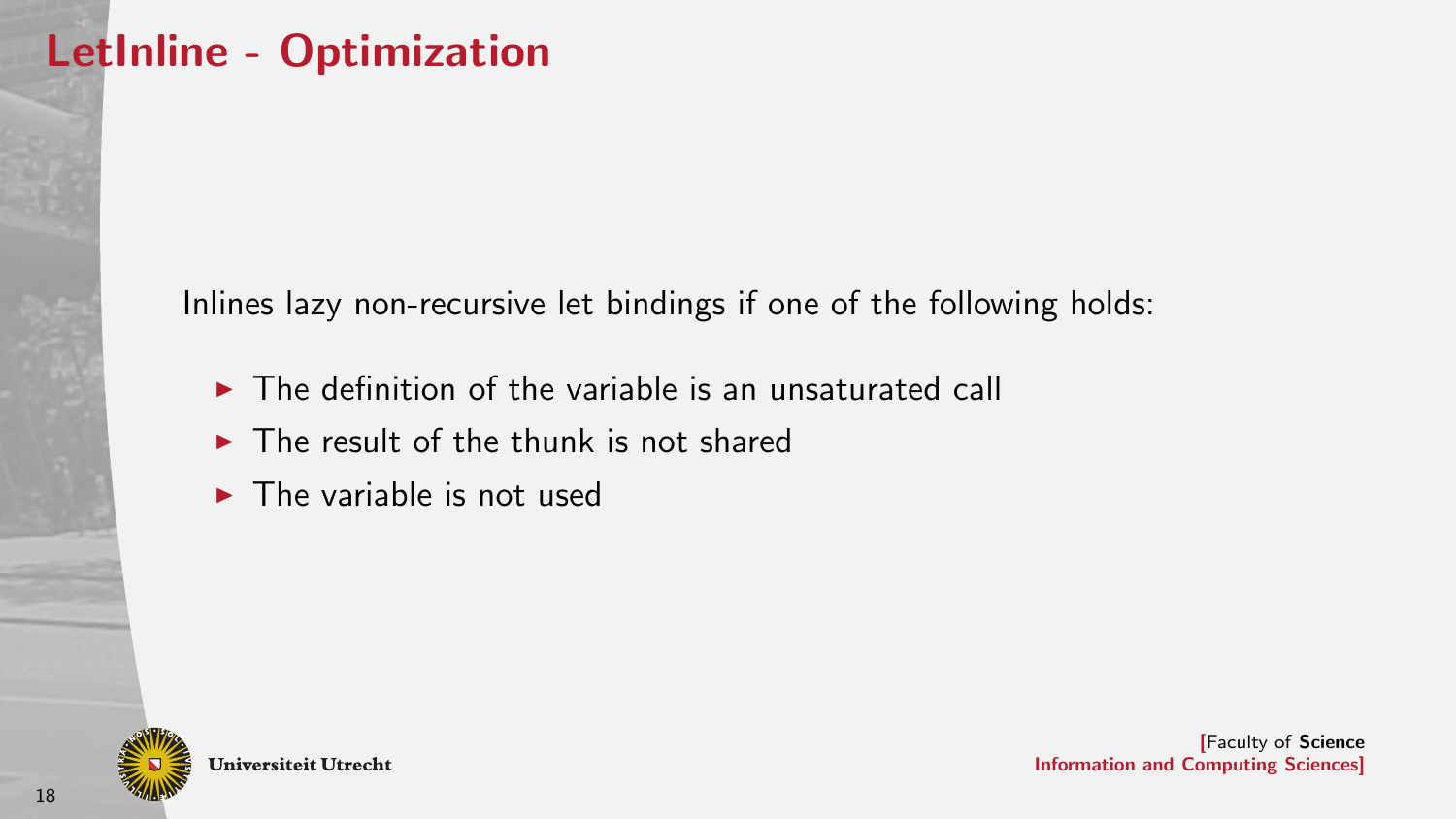# LetInline - Optimization

Inlines lazy non-recursive let bindings if one of the following holds:

- The definition of the variable is an unsaturated call
- The result of the thunk is not shared
- The variable is not used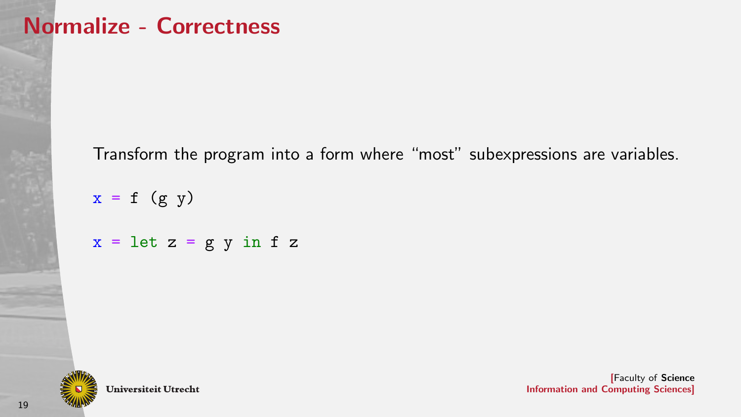# Normalize - Correctness

Transform the program into a form where “most” subexpressions are variables.

```
x = f (g y)
```

```
x = let z = g y in f z
```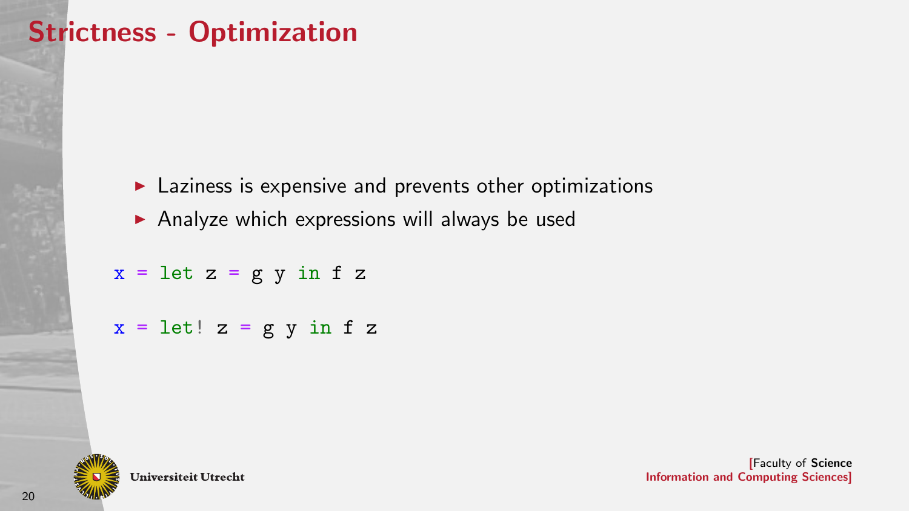# Strictness - Optimization

- Laziness is expensive and prevents other optimizations
- Analyze which expressions will always be used

```
x = let z = g y in f z
```

```
x = let! z = g y in f z
```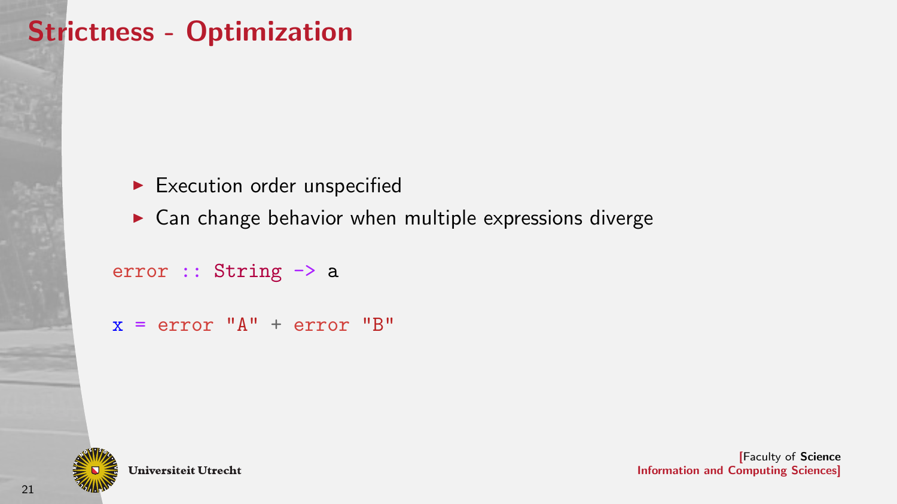# Strictness - Optimization

- Execution order unspecified
- Can change behavior when multiple expressions diverge

```
error :: String -> a

x = error "A" + error "B"
```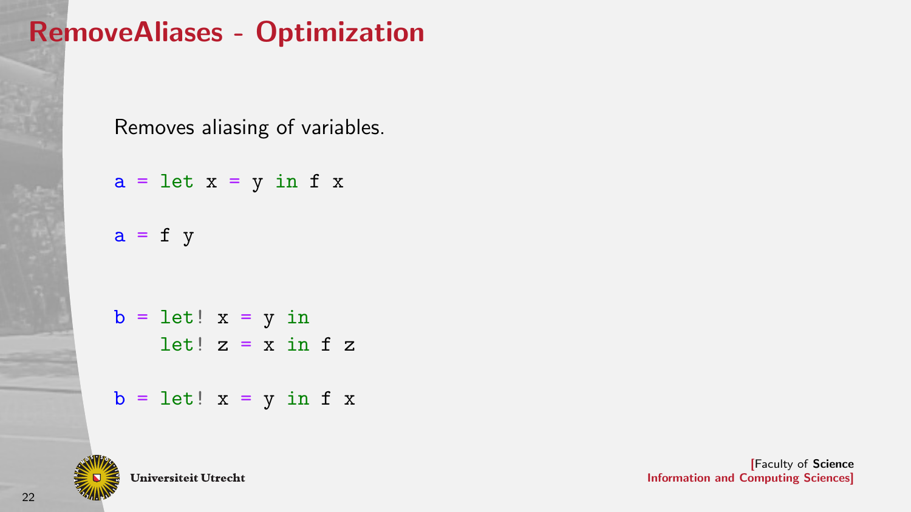# RemoveAliases - Optimization

Removes aliasing of variables.

```
a = let x = y in f x
```

```
a = f y
```

```
b = let! x = y in
    let! z = x in f z
```

```
b = let! x = y in f x
```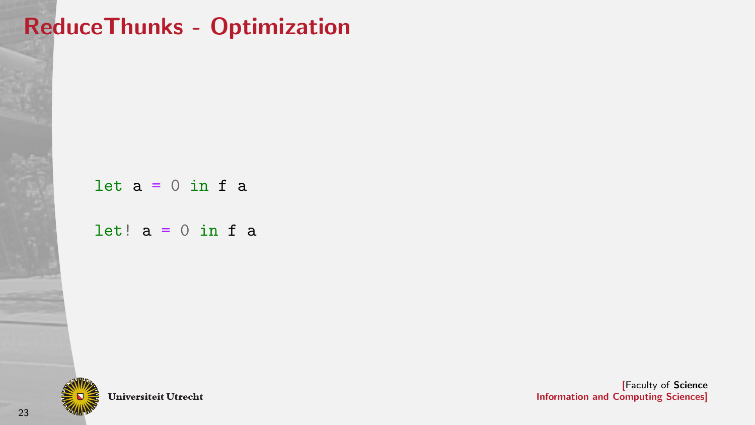# ReduceThunks - Optimization

```
let a = 0 in f a

let! a = 0 in f a
```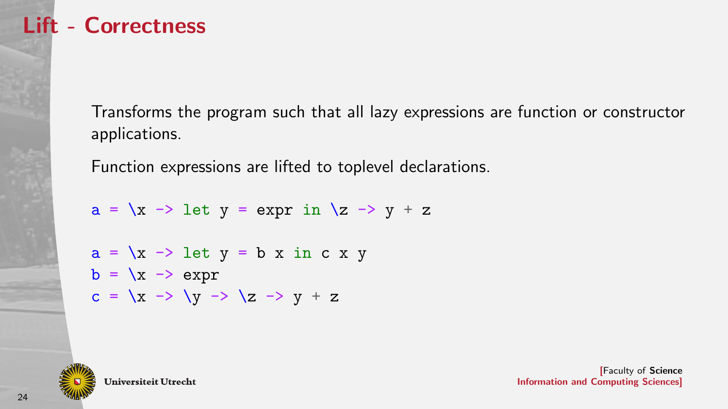# Lift - Correctness

Transforms the program such that all lazy expressions are function or constructor applications.

Function expressions are lifted to toplevel declarations.

```
a = \x -> let y = expr in \z -> y + z
```

```
a = \x -> let y = b x in c x y
b = \x -> expr
c = \x -> \y -> \z -> y + z
```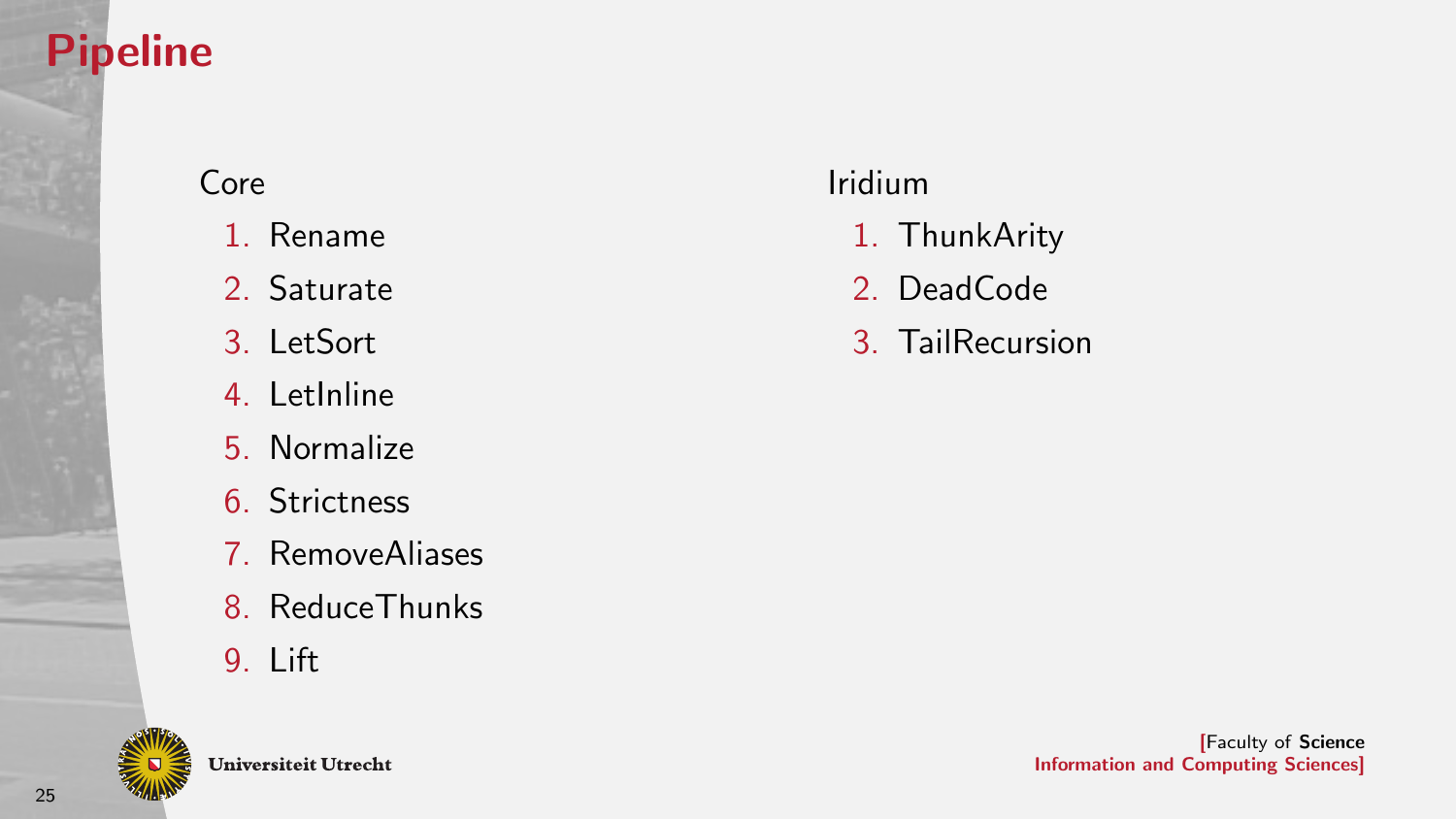# Pipeline

Core

1. Rename
2. Saturate
3. LetSort
4. LetInline
5. Normalize
6. Strictness
7. RemoveAliases
8. ReduceThunks
9. Lift

Iridium

1. ThunkArity
2. DeadCode
3. TailRecursion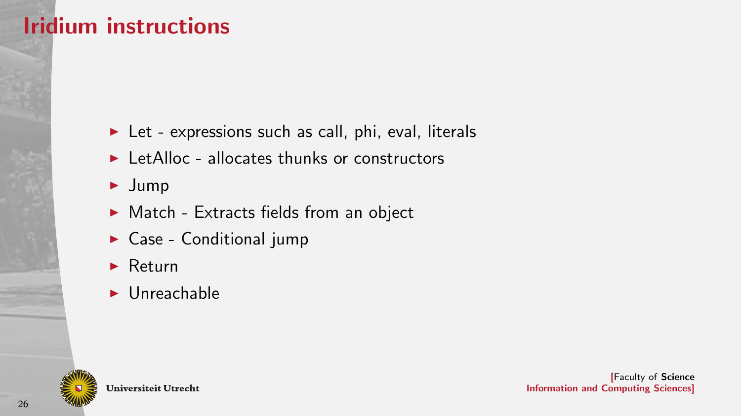# Iridium instructions

- Let - expressions such as call, phi, eval, literals
- LetAlloc - allocates thunks or constructors
- Jump
- Match - Extracts fields from an object
- Case - Conditional jump
- Return
- Unreachable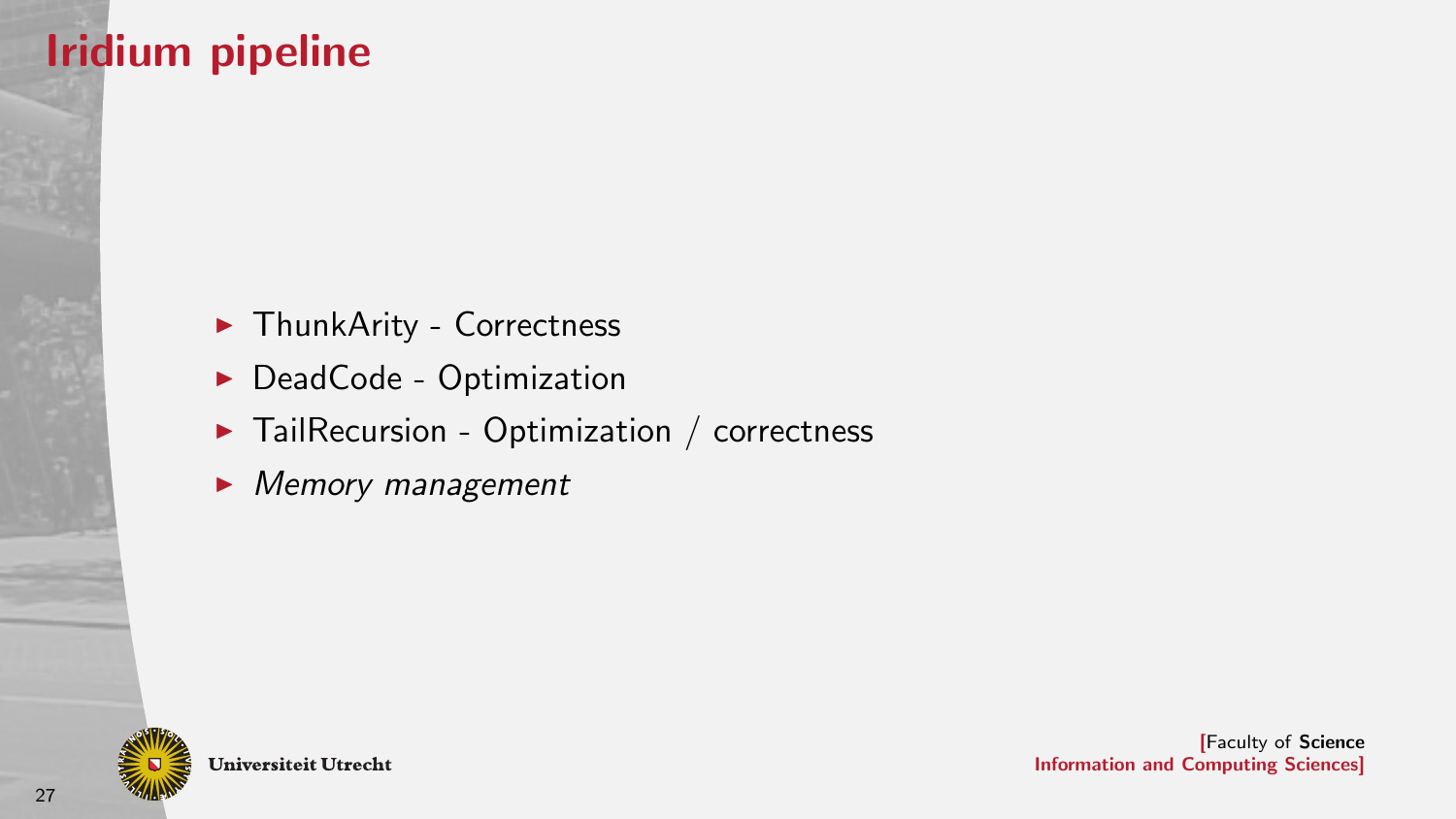# Iridium pipeline

- ThunkArity - Correctness
- DeadCode - Optimization
- TailRecursion - Optimization / correctness
- *Memory management*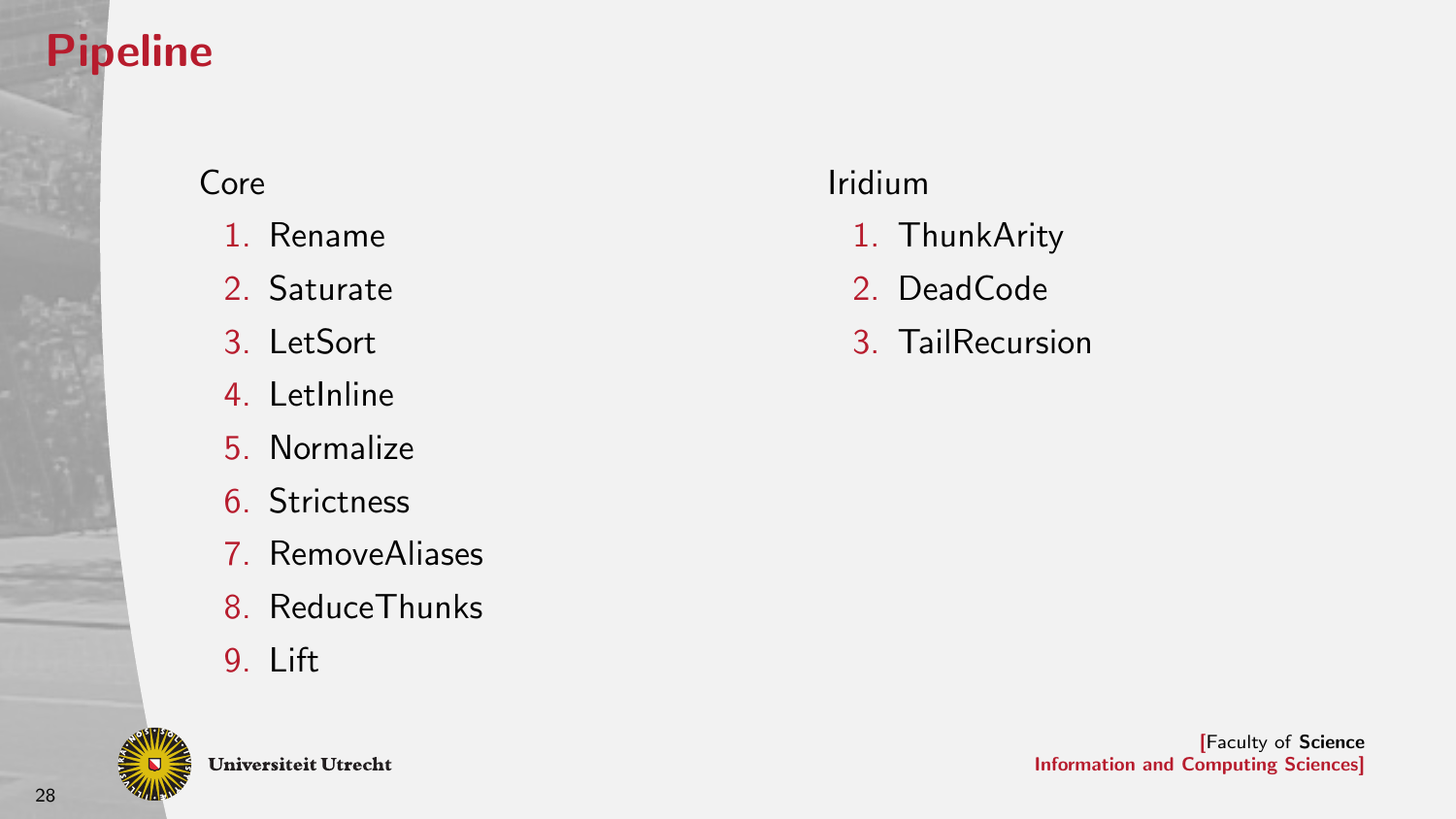# Pipeline

Core

1. Rename
2. Saturate
3. LetSort
4. LetInline
5. Normalize
6. Strictness
7. RemoveAliases
8. ReduceThunks
9. Lift

Iridium

1. ThunkArity
2. DeadCode
3. TailRecursion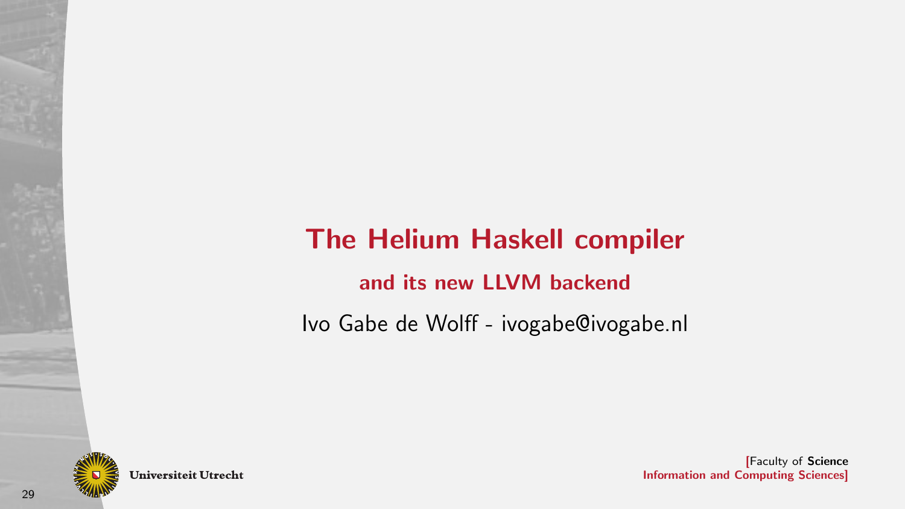# The Helium Haskell compiler

## and its new LLVM backend

Ivo Gabe de Wolff - ivogabe@ivogabe.nl

Universiteit Utrecht

[Faculty of **Science**
Information and Computing Sciences]